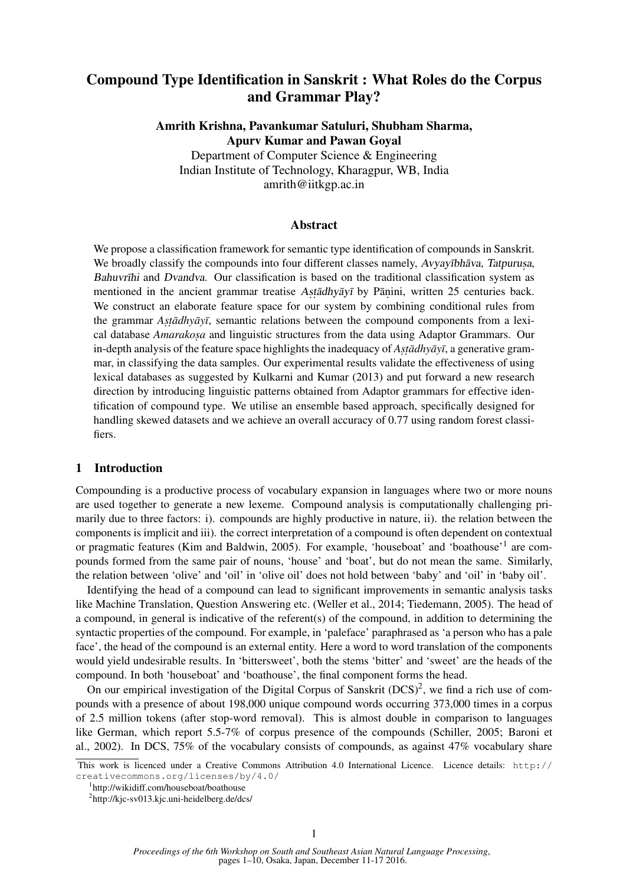# Compound Type Identification in Sanskrit : What Roles do the Corpus and Grammar Play?

**Amrith Krishna, Pavankumar Satuluri, Shubham Sharma, Apurv Kumar and Pawan Goyal**

Department of Computer Science & Engineering
Indian Institute of Technology, Kharagpur, WB, India
amrith@iitkgp.ac.in

## Abstract

We propose a classification framework for semantic type identification of compounds in Sanskrit. We broadly classify the compounds into four different classes namely, *Avyayībhāva*, *Tatpuruṣa*, *Bahuvrīhi* and *Dvandva*. Our classification is based on the traditional classification system as mentioned in the ancient grammar treatise *Aṣṭādhyāyī* by Pāṇini, written 25 centuries back. We construct an elaborate feature space for our system by combining conditional rules from the grammar *Aṣṭādhyāyī*, semantic relations between the compound components from a lexical database *Amarakoṣa* and linguistic structures from the data using Adaptor Grammars. Our in-depth analysis of the feature space highlights the inadequacy of *Aṣṭādhyāyī*, a generative grammar, in classifying the data samples. Our experimental results validate the effectiveness of using lexical databases as suggested by Kulkarni and Kumar (2013) and put forward a new research direction by introducing linguistic patterns obtained from Adaptor grammars for effective identification of compound type. We utilise an ensemble based approach, specifically designed for handling skewed datasets and we achieve an overall accuracy of 0.77 using random forest classifiers.

## 1 Introduction

Compounding is a productive process of vocabulary expansion in languages where two or more nouns are used together to generate a new lexeme. Compound analysis is computationally challenging primarily due to three factors: i). compounds are highly productive in nature, ii). the relation between the components is implicit and iii). the correct interpretation of a compound is often dependent on contextual or pragmatic features (Kim and Baldwin, 2005). For example, 'houseboat' and 'boathouse'[1] are compounds formed from the same pair of nouns, 'house' and 'boat', but do not mean the same. Similarly, the relation between 'olive' and 'oil' in 'olive oil' does not hold between 'baby' and 'oil' in 'baby oil'.

Identifying the head of a compound can lead to significant improvements in semantic analysis tasks like Machine Translation, Question Answering etc. (Weller et al., 2014; Tiedemann, 2005). The head of a compound, in general is indicative of the referent(s) of the compound, in addition to determining the syntactic properties of the compound. For example, in 'paleface' paraphrased as 'a person who has a pale face', the head of the compound is an external entity. Here a word to word translation of the components would yield undesirable results. In 'bittersweet', both the stems 'bitter' and 'sweet' are the heads of the compound. In both 'houseboat' and 'boathouse', the final component forms the head.

On our empirical investigation of the Digital Corpus of Sanskrit (DCS)[2], we find a rich use of compounds with a presence of about 198,000 unique compound words occurring 373,000 times in a corpus of 2.5 million tokens (after stop-word removal). This is almost double in comparison to languages like German, which report 5.5-7% of corpus presence of the compounds (Schiller, 2005; Baroni et al., 2002). In DCS, 75% of the vocabulary consists of compounds, as against 47% vocabulary share

This work is licenced under a Creative Commons Attribution 4.0 International Licence. Licence details: http://creativecommons.org/licenses/by/4.0/

[1] http://wikidiff.com/houseboat/boathouse

[2] http://kjc-sv013.kjc.uni-heidelberg.de/dcs/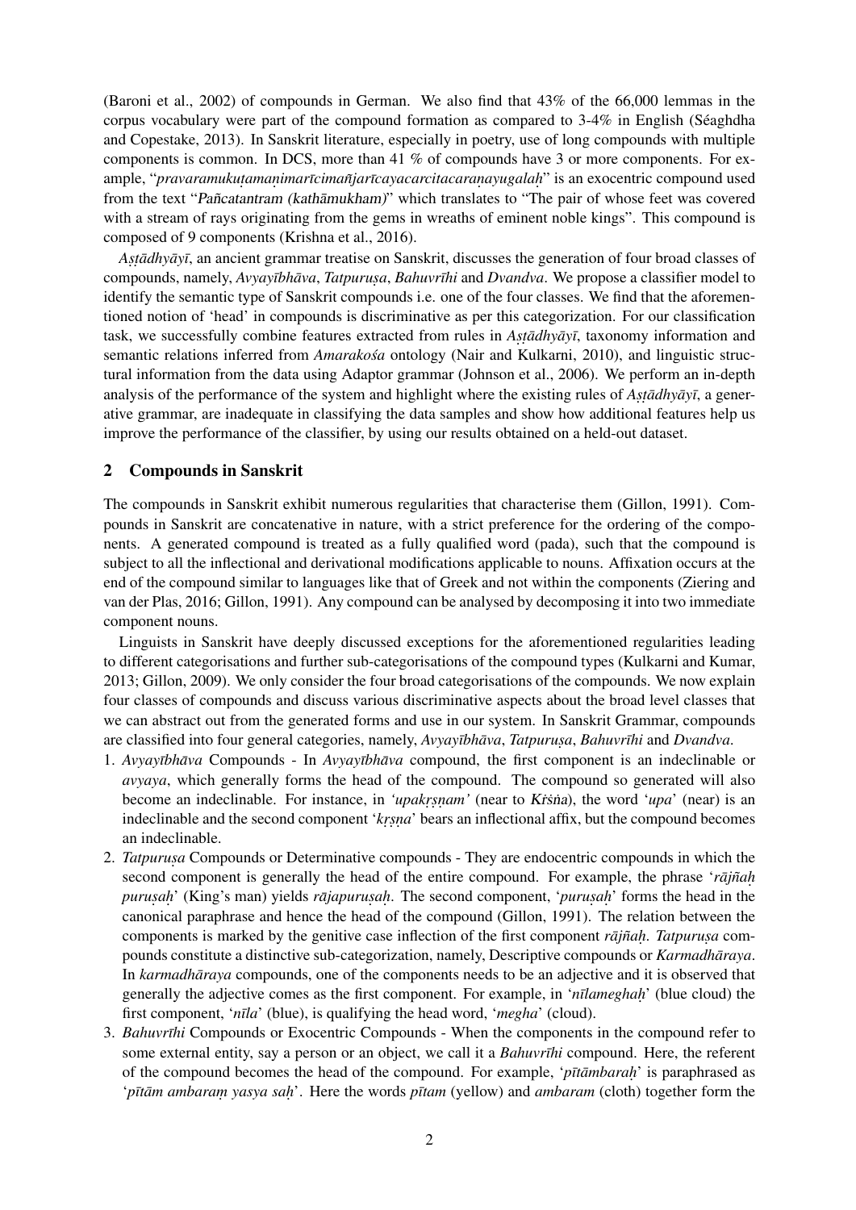(Baroni et al., 2002) of compounds in German. We also find that 43% of the 66,000 lemmas in the corpus vocabulary were part of the compound formation as compared to 3-4% in English (Séaghdha and Copestake, 2013). In Sanskrit literature, especially in poetry, use of long compounds with multiple components is common. In DCS, more than 41 % of compounds have 3 or more components. For example, "*pravaramukuṭamaṇimarīcimañjarīcayacarcitacaraṇayugalaḥ*" is an exocentric compound used from the text "Pañcatantram (kathāmukham)" which translates to "The pair of whose feet was covered with a stream of rays originating from the gems in wreaths of eminent noble kings". This compound is composed of 9 components (Krishna et al., 2016).

*Aṣṭādhyāyī*, an ancient grammar treatise on Sanskrit, discusses the generation of four broad classes of compounds, namely, *Avyayībhāva*, *Tatpuruṣa*, *Bahuvrīhi* and *Dvandva*. We propose a classifier model to identify the semantic type of Sanskrit compounds i.e. one of the four classes. We find that the aforementioned notion of 'head' in compounds is discriminative as per this categorization. For our classification task, we successfully combine features extracted from rules in *Aṣṭādhyāyī*, taxonomy information and semantic relations inferred from *Amarakośa* ontology (Nair and Kulkarni, 2010), and linguistic structural information from the data using Adaptor grammar (Johnson et al., 2006). We perform an in-depth analysis of the performance of the system and highlight where the existing rules of *Aṣṭādhyāyī*, a generative grammar, are inadequate in classifying the data samples and show how additional features help us improve the performance of the classifier, by using our results obtained on a held-out dataset.

## 2 Compounds in Sanskrit

The compounds in Sanskrit exhibit numerous regularities that characterise them (Gillon, 1991). Compounds in Sanskrit are concatenative in nature, with a strict preference for the ordering of the components. A generated compound is treated as a fully qualified word (pada), such that the compound is subject to all the inflectional and derivational modifications applicable to nouns. Affixation occurs at the end of the compound similar to languages like that of Greek and not within the components (Ziering and van der Plas, 2016; Gillon, 1991). Any compound can be analysed by decomposing it into two immediate component nouns.

Linguists in Sanskrit have deeply discussed exceptions for the aforementioned regularities leading to different categorisations and further sub-categorisations of the compound types (Kulkarni and Kumar, 2013; Gillon, 2009). We only consider the four broad categorisations of the compounds. We now explain four classes of compounds and discuss various discriminative aspects about the broad level classes that we can abstract out from the generated forms and use in our system. In Sanskrit Grammar, compounds are classified into four general categories, namely, *Avyayībhāva*, *Tatpuruṣa*, *Bahuvrīhi* and *Dvandva*.

1. *Avyayībhāva* Compounds - In *Avyayībhāva* compound, the first component is an indeclinable or *avyaya*, which generally forms the head of the compound. The compound so generated will also become an indeclinable. For instance, in *'upakṛṣṇam'* (near to Kṛ́śṅa), the word '*upa*' (near) is an indeclinable and the second component '*kṛṣṇa*' bears an inflectional affix, but the compound becomes an indeclinable.
2. *Tatpuruṣa* Compounds or Determinative compounds - They are endocentric compounds in which the second component is generally the head of the entire compound. For example, the phrase '*rājñaḥ puruṣaḥ*' (King's man) yields *rājapuruṣaḥ*. The second component, '*puruṣaḥ*' forms the head in the canonical paraphrase and hence the head of the compound (Gillon, 1991). The relation between the components is marked by the genitive case inflection of the first component *rājñaḥ*. *Tatpuruṣa* compounds constitute a distinctive sub-categorization, namely, Descriptive compounds or *Karmadhāraya*. In *karmadhāraya* compounds, one of the components needs to be an adjective and it is observed that generally the adjective comes as the first component. For example, in '*nīlameghaḥ*' (blue cloud) the first component, '*nīla*' (blue), is qualifying the head word, '*megha*' (cloud).
3. *Bahuvrīhi* Compounds or Exocentric Compounds - When the components in the compound refer to some external entity, say a person or an object, we call it a *Bahuvrīhi* compound. Here, the referent of the compound becomes the head of the compound. For example, '*pītāmbaraḥ*' is paraphrased as '*pītām ambaraṃ yasya saḥ*'. Here the words *pītam* (yellow) and *ambaram* (cloth) together form the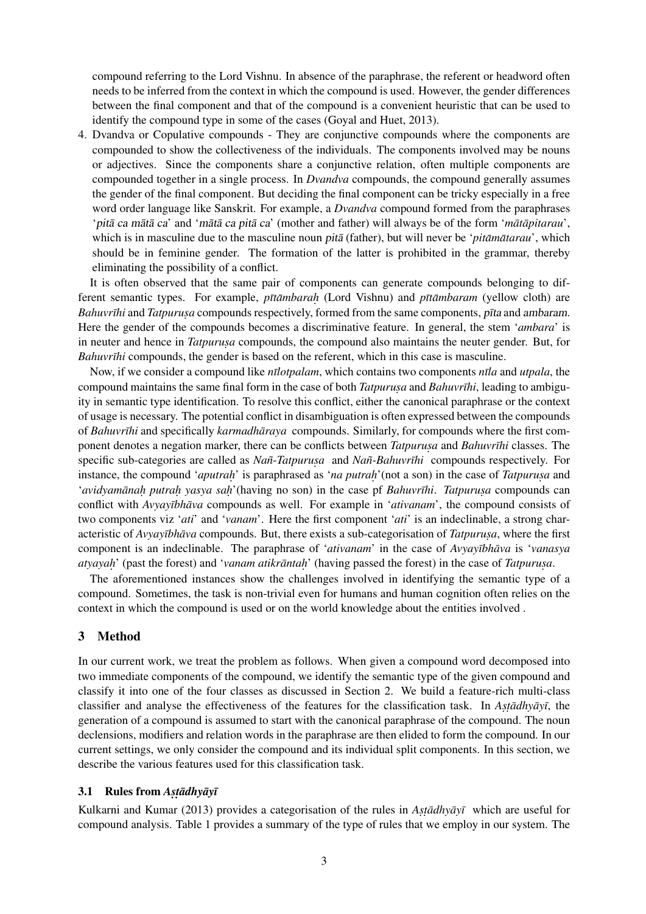compound referring to the Lord Vishnu. In absence of the paraphrase, the referent or headword often needs to be inferred from the context in which the compound is used. However, the gender differences between the final component and that of the compound is a convenient heuristic that can be used to identify the compound type in some of the cases (Goyal and Huet, 2013).

4. Dvandva or Copulative compounds - They are conjunctive compounds where the components are compounded to show the collectiveness of the individuals. The components involved may be nouns or adjectives. Since the components share a conjunctive relation, often multiple components are compounded together in a single process. In *Dvandva* compounds, the compound generally assumes the gender of the final component. But deciding the final component can be tricky especially in a free word order language like Sanskrit. For example, a *Dvandva* compound formed from the paraphrases '*pitā ca mātā ca*' and '*mātā ca pitā ca*' (mother and father) will always be of the form '*mātāpitarau*', which is in masculine due to the masculine noun *pitā* (father), but will never be '*pitāmātarau*', which should be in feminine gender. The formation of the latter is prohibited in the grammar, thereby eliminating the possibility of a conflict.

It is often observed that the same pair of components can generate compounds belonging to different semantic types. For example, *pītāmbaraḥ* (Lord Vishnu) and *pītāmbaram* (yellow cloth) are *Bahuvrīhi* and *Tatpuruṣa* compounds respectively, formed from the same components, *pīta* and *ambaram*. Here the gender of the compounds becomes a discriminative feature. In general, the stem '*ambara*' is in neuter and hence in *Tatpuruṣa* compounds, the compound also maintains the neuter gender. But, for *Bahuvrīhi* compounds, the gender is based on the referent, which in this case is masculine.

Now, if we consider a compound like *nīlotpalam*, which contains two components *nīla* and *utpala*, the compound maintains the same final form in the case of both *Tatpuruṣa* and *Bahuvrīhi*, leading to ambiguity in semantic type identification. To resolve this conflict, either the canonical paraphrase or the context of usage is necessary. The potential conflict in disambiguation is often expressed between the compounds of *Bahuvrīhi* and specifically *karmadhāraya* compounds. Similarly, for compounds where the first component denotes a negation marker, there can be conflicts between *Tatpuruṣa* and *Bahuvrīhi* classes. The specific sub-categories are called as *Nañ-Tatpuruṣa* and *Nañ-Bahuvrīhi* compounds respectively. For instance, the compound '*aputraḥ*' is paraphrased as '*na putraḥ*'(not a son) in the case of *Tatpuruṣa* and '*avidyamānaḥ putraḥ yasya saḥ*'(having no son) in the case pf *Bahuvrīhi*. *Tatpuruṣa* compounds can conflict with *Avyayībhāva* compounds as well. For example in '*ativanam*', the compound consists of two components viz '*ati*' and '*vanam*'. Here the first component '*ati*' is an indeclinable, a strong characteristic of *Avyayībhāva* compounds. But, there exists a sub-categorisation of *Tatpuruṣa*, where the first component is an indeclinable. The paraphrase of '*ativanam*' in the case of *Avyayībhāva* is '*vanasya atyayaḥ*' (past the forest) and '*vanam atikrāntaḥ*' (having passed the forest) in the case of *Tatpuruṣa*.

The aforementioned instances show the challenges involved in identifying the semantic type of a compound. Sometimes, the task is non-trivial even for humans and human cognition often relies on the context in which the compound is used or on the world knowledge about the entities involved .

## 3 Method

In our current work, we treat the problem as follows. When given a compound word decomposed into two immediate components of the compound, we identify the semantic type of the given compound and classify it into one of the four classes as discussed in Section 2. We build a feature-rich multi-class classifier and analyse the effectiveness of the features for the classification task. In *Aṣṭādhyāyī*, the generation of a compound is assumed to start with the canonical paraphrase of the compound. The noun declensions, modifiers and relation words in the paraphrase are then elided to form the compound. In our current settings, we only consider the compound and its individual split components. In this section, we describe the various features used for this classification task.

### 3.1 Rules from *Aṣṭādhyāyī*

Kulkarni and Kumar (2013) provides a categorisation of the rules in *Aṣṭādhyāyī* which are useful for compound analysis. Table 1 provides a summary of the type of rules that we employ in our system. The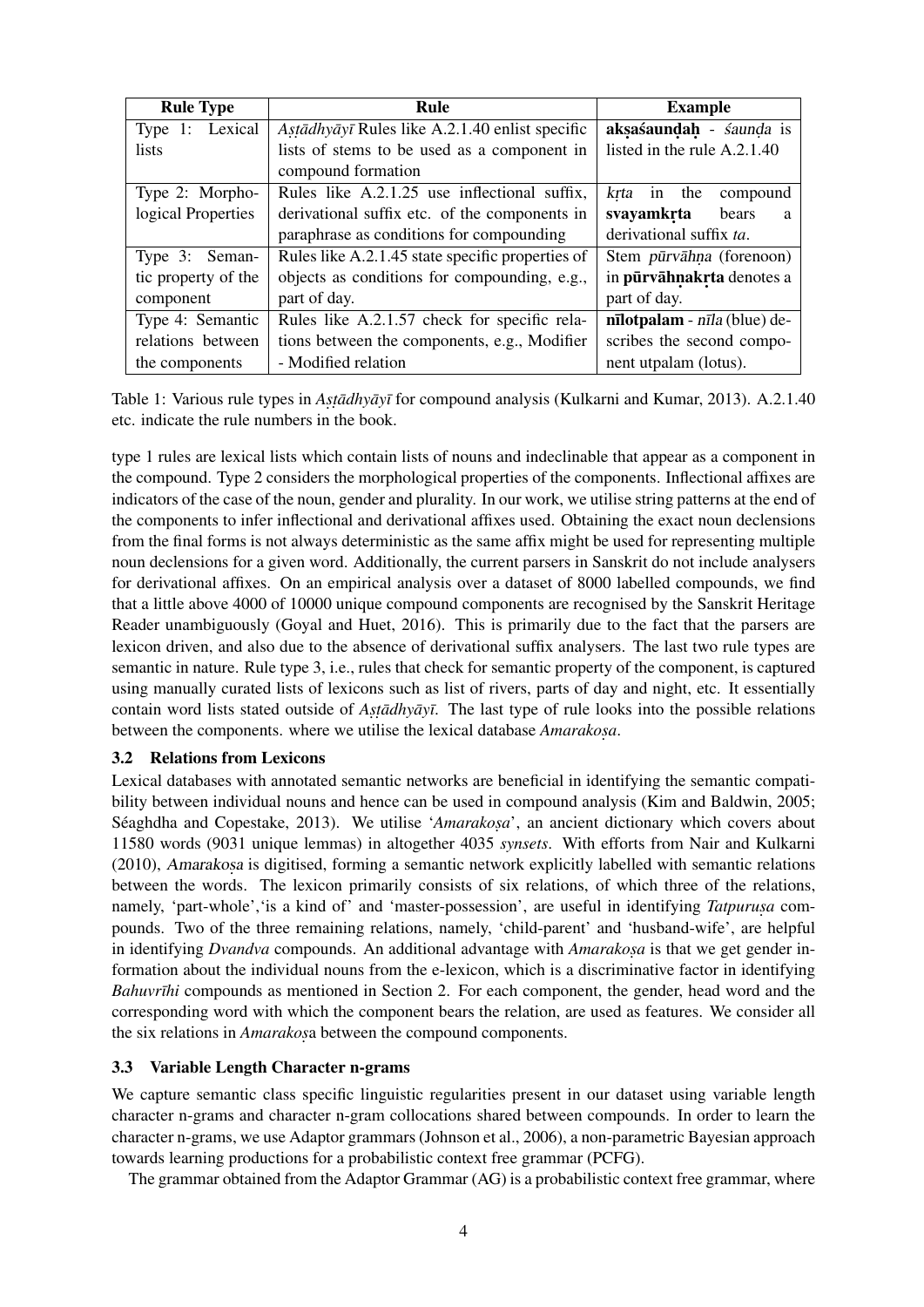| Rule Type | Rule | Example |
|---|---|---|
| Type 1: Lexical lists | *Aṣṭādhyāyī* Rules like A.2.1.40 enlist specific lists of stems to be used as a component in compound formation | **akṣaśauṇḍaḥ** - *śauṇḍa* is listed in the rule A.2.1.40 |
| Type 2: Morphological Properties | Rules like A.2.1.25 use inflectional suffix, derivational suffix etc. of the components in paraphrase as conditions for compounding | *kṛta* in the compound **svayamkṛta** bears a derivational suffix *ta*. |
| Type 3: Semantic property of the component | Rules like A.2.1.45 state specific properties of objects as conditions for compounding, e.g., part of day. | Stem *pūrvāhṇa* (forenoon) in **pūrvāhṇakṛta** denotes a part of day. |
| Type 4: Semantic relations between the components | Rules like A.2.1.57 check for specific relations between the components, e.g., Modifier - Modified relation | **nīlotpalam** - *nīla* (blue) describes the second component utpalam (lotus). |

Table 1: Various rule types in *Aṣṭādhyāyī* for compound analysis (Kulkarni and Kumar, 2013). A.2.1.40 etc. indicate the rule numbers in the book.

type 1 rules are lexical lists which contain lists of nouns and indeclinable that appear as a component in the compound. Type 2 considers the morphological properties of the components. Inflectional affixes are indicators of the case of the noun, gender and plurality. In our work, we utilise string patterns at the end of the components to infer inflectional and derivational affixes used. Obtaining the exact noun declensions from the final forms is not always deterministic as the same affix might be used for representing multiple noun declensions for a given word. Additionally, the current parsers in Sanskrit do not include analysers for derivational affixes. On an empirical analysis over a dataset of 8000 labelled compounds, we find that a little above 4000 of 10000 unique compound components are recognised by the Sanskrit Heritage Reader unambiguously (Goyal and Huet, 2016). This is primarily due to the fact that the parsers are lexicon driven, and also due to the absence of derivational suffix analysers. The last two rule types are semantic in nature. Rule type 3, i.e., rules that check for semantic property of the component, is captured using manually curated lists of lexicons such as list of rivers, parts of day and night, etc. It essentially contain word lists stated outside of *Aṣṭādhyāyī*. The last type of rule looks into the possible relations between the components. where we utilise the lexical database *Amarakoṣa*.

### 3.2 Relations from Lexicons

Lexical databases with annotated semantic networks are beneficial in identifying the semantic compatibility between individual nouns and hence can be used in compound analysis (Kim and Baldwin, 2005; Séaghdha and Copestake, 2013). We utilise '*Amarakoṣa*', an ancient dictionary which covers about 11580 words (9031 unique lemmas) in altogether 4035 *synsets*. With efforts from Nair and Kulkarni (2010), *Amarakoṣa* is digitised, forming a semantic network explicitly labelled with semantic relations between the words. The lexicon primarily consists of six relations, of which three of the relations, namely, 'part-whole','is a kind of' and 'master-possession', are useful in identifying *Tatpuruṣa* compounds. Two of the three remaining relations, namely, 'child-parent' and 'husband-wife', are helpful in identifying *Dvandva* compounds. An additional advantage with *Amarakoṣa* is that we get gender information about the individual nouns from the e-lexicon, which is a discriminative factor in identifying *Bahuvrīhi* compounds as mentioned in Section 2. For each component, the gender, head word and the corresponding word with which the component bears the relation, are used as features. We consider all the six relations in *Amarakoṣa* between the compound components.

### 3.3 Variable Length Character n-grams

We capture semantic class specific linguistic regularities present in our dataset using variable length character n-grams and character n-gram collocations shared between compounds. In order to learn the character n-grams, we use Adaptor grammars (Johnson et al., 2006), a non-parametric Bayesian approach towards learning productions for a probabilistic context free grammar (PCFG).

The grammar obtained from the Adaptor Grammar (AG) is a probabilistic context free grammar, where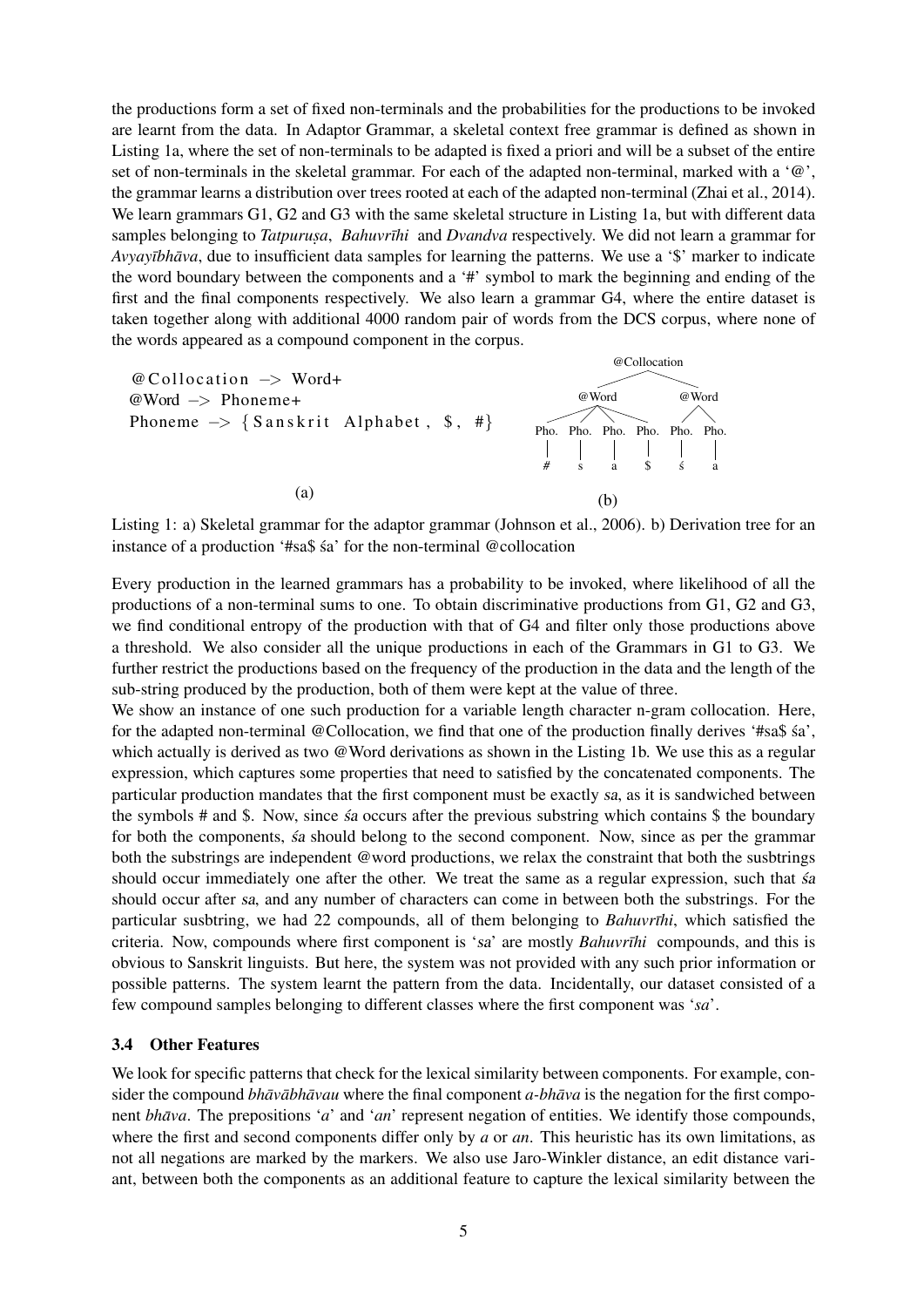the productions form a set of fixed non-terminals and the probabilities for the productions to be invoked are learnt from the data. In Adaptor Grammar, a skeletal context free grammar is defined as shown in Listing 1a, where the set of non-terminals to be adapted is fixed a priori and will be a subset of the entire set of non-terminals in the skeletal grammar. For each of the adapted non-terminal, marked with a '@', the grammar learns a distribution over trees rooted at each of the adapted non-terminal (Zhai et al., 2014). We learn grammars G1, G2 and G3 with the same skeletal structure in Listing 1a, but with different data samples belonging to *Tatpuruṣa*, *Bahuvrīhi* and *Dvandva* respectively. We did not learn a grammar for *Avyayībhāva*, due to insufficient data samples for learning the patterns. We use a '$' marker to indicate the word boundary between the components and a '#' symbol to mark the beginning and ending of the first and the final components respectively. We also learn a grammar G4, where the entire dataset is taken together along with additional 4000 random pair of words from the DCS corpus, where none of the words appeared as a compound component in the corpus.

```
@Collocation -> Word+
@Word -> Phoneme+
Phoneme -> {Sanskrit Alphabet, $, #}
```

(a)

```
              @Collocation
           /                \
       @Word               @Word
   /    |    |    \        /    \
Pho.  Pho.  Pho.  Pho.   Pho.  Pho.
 |     |     |     |      |     |
 #     s     a     $      ś     a
```

(b)

Listing 1: a) Skeletal grammar for the adaptor grammar (Johnson et al., 2006). b) Derivation tree for an instance of a production '#sa$ śa' for the non-terminal @collocation

Every production in the learned grammars has a probability to be invoked, where likelihood of all the productions of a non-terminal sums to one. To obtain discriminative productions from G1, G2 and G3, we find conditional entropy of the production with that of G4 and filter only those productions above a threshold. We also consider all the unique productions in each of the Grammars in G1 to G3. We further restrict the productions based on the frequency of the production in the data and the length of the sub-string produced by the production, both of them were kept at the value of three.

We show an instance of one such production for a variable length character n-gram collocation. Here, for the adapted non-terminal @Collocation, we find that one of the production finally derives '#sa$ śa', which actually is derived as two @Word derivations as shown in the Listing 1b. We use this as a regular expression, which captures some properties that need to satisfied by the concatenated components. The particular production mandates that the first component must be exactly *sa*, as it is sandwiched between the symbols # and $. Now, since *śa* occurs after the previous substring which contains $ the boundary for both the components, *śa* should belong to the second component. Now, since as per the grammar both the substrings are independent @word productions, we relax the constraint that both the susbtrings should occur immediately one after the other. We treat the same as a regular expression, such that *śa* should occur after *sa*, and any number of characters can come in between both the substrings. For the particular susbtring, we had 22 compounds, all of them belonging to *Bahuvrīhi*, which satisfied the criteria. Now, compounds where first component is '*sa*' are mostly *Bahuvrīhi* compounds, and this is obvious to Sanskrit linguists. But here, the system was not provided with any such prior information or possible patterns. The system learnt the pattern from the data. Incidentally, our dataset consisted of a few compound samples belonging to different classes where the first component was '*sa*'.

### 3.4 Other Features

We look for specific patterns that check for the lexical similarity between components. For example, consider the compound *bhāvābhāvau* where the final component *a-bhāva* is the negation for the first component *bhāva*. The prepositions '*a*' and '*an*' represent negation of entities. We identify those compounds, where the first and second components differ only by *a* or *an*. This heuristic has its own limitations, as not all negations are marked by the markers. We also use Jaro-Winkler distance, an edit distance variant, between both the components as an additional feature to capture the lexical similarity between the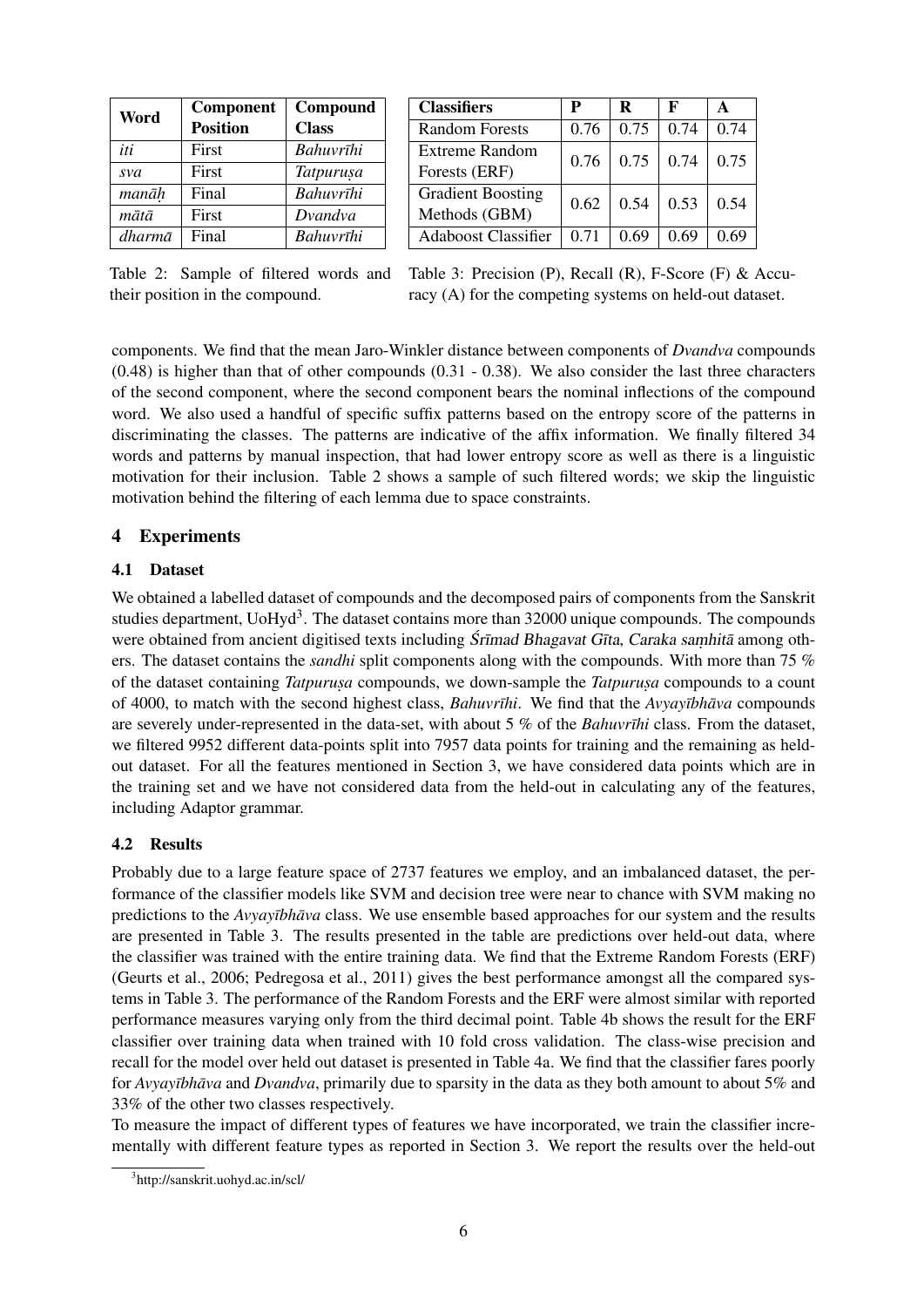| Word | Component Position | Compound Class |
|---|---|---|
| *iti* | First | *Bahuvrīhi* |
| *sva* | First | *Tatpuruṣa* |
| *manāḥ* | Final | *Bahuvrīhi* |
| *mātā* | First | *Dvandva* |
| *dharmā* | Final | *Bahuvrīhi* |

Table 2: Sample of filtered words and their position in the compound.

| Classifiers | P | R | F | A |
|---|---|---|---|---|
| Random Forests | 0.76 | 0.75 | 0.74 | 0.74 |
| Extreme Random Forests (ERF) | 0.76 | 0.75 | 0.74 | 0.75 |
| Gradient Boosting Methods (GBM) | 0.62 | 0.54 | 0.53 | 0.54 |
| Adaboost Classifier | 0.71 | 0.69 | 0.69 | 0.69 |

Table 3: Precision (P), Recall (R), F-Score (F) & Accuracy (A) for the competing systems on held-out dataset.

components. We find that the mean Jaro-Winkler distance between components of *Dvandva* compounds (0.48) is higher than that of other compounds (0.31 - 0.38). We also consider the last three characters of the second component, where the second component bears the nominal inflections of the compound word. We also used a handful of specific suffix patterns based on the entropy score of the patterns in discriminating the classes. The patterns are indicative of the affix information. We finally filtered 34 words and patterns by manual inspection, that had lower entropy score as well as there is a linguistic motivation for their inclusion. Table 2 shows a sample of such filtered words; we skip the linguistic motivation behind the filtering of each lemma due to space constraints.

## 4 Experiments

### 4.1 Dataset

We obtained a labelled dataset of compounds and the decomposed pairs of components from the Sanskrit studies department, UoHyd[3]. The dataset contains more than 32000 unique compounds. The compounds were obtained from ancient digitised texts including *Śrīmad Bhagavat Gīta*, *Caraka saṃhitā* among others. The dataset contains the *sandhi* split components along with the compounds. With more than 75 % of the dataset containing *Tatpuruṣa* compounds, we down-sample the *Tatpuruṣa* compounds to a count of 4000, to match with the second highest class, *Bahuvrīhi*. We find that the *Avyayībhāva* compounds are severely under-represented in the data-set, with about 5 % of the *Bahuvrīhi* class. From the dataset, we filtered 9952 different data-points split into 7957 data points for training and the remaining as held-out dataset. For all the features mentioned in Section 3, we have considered data points which are in the training set and we have not considered data from the held-out in calculating any of the features, including Adaptor grammar.

### 4.2 Results

Probably due to a large feature space of 2737 features we employ, and an imbalanced dataset, the performance of the classifier models like SVM and decision tree were near to chance with SVM making no predictions to the *Avyayībhāva* class. We use ensemble based approaches for our system and the results are presented in Table 3. The results presented in the table are predictions over held-out data, where the classifier was trained with the entire training data. We find that the Extreme Random Forests (ERF) (Geurts et al., 2006; Pedregosa et al., 2011) gives the best performance amongst all the compared systems in Table 3. The performance of the Random Forests and the ERF were almost similar with reported performance measures varying only from the third decimal point. Table 4b shows the result for the ERF classifier over training data when trained with 10 fold cross validation. The class-wise precision and recall for the model over held out dataset is presented in Table 4a. We find that the classifier fares poorly for *Avyayībhāva* and *Dvandva*, primarily due to sparsity in the data as they both amount to about 5% and 33% of the other two classes respectively.

To measure the impact of different types of features we have incorporated, we train the classifier incrementally with different feature types as reported in Section 3. We report the results over the held-out

[3] http://sanskrit.uohyd.ac.in/scl/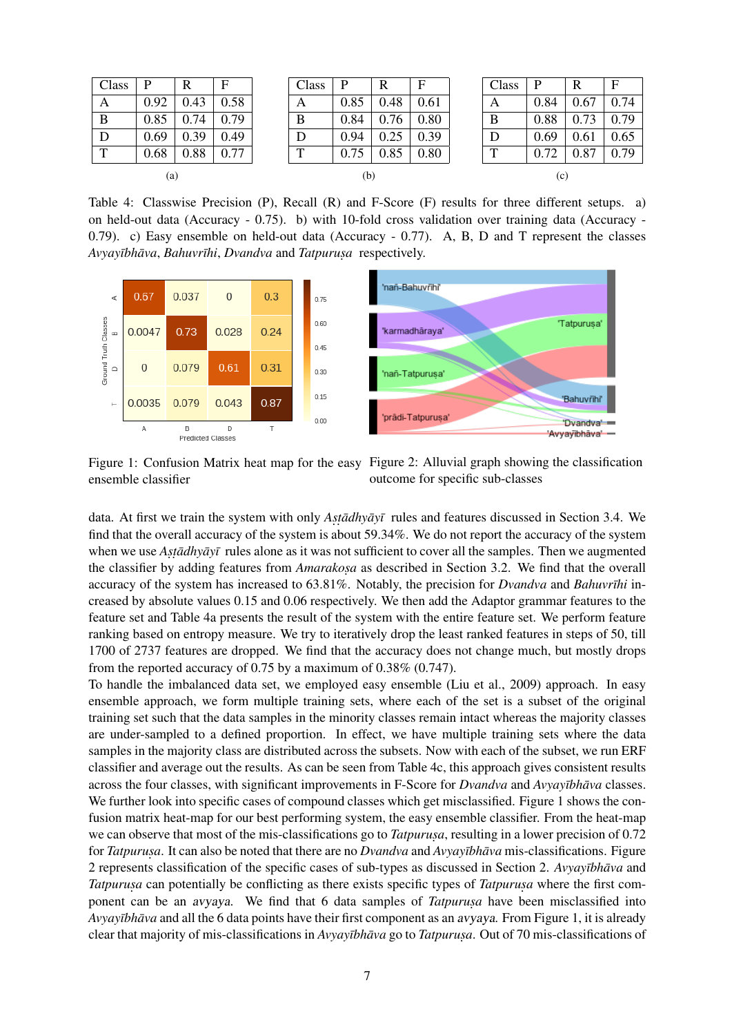| Class | P | R | F |
|---|---|---|---|
| A | 0.92 | 0.43 | 0.58 |
| B | 0.85 | 0.74 | 0.79 |
| D | 0.69 | 0.39 | 0.49 |
| T | 0.68 | 0.88 | 0.77 |

(a)

| Class | P | R | F |
|---|---|---|---|
| A | 0.85 | 0.48 | 0.61 |
| B | 0.84 | 0.76 | 0.80 |
| D | 0.94 | 0.25 | 0.39 |
| T | 0.75 | 0.85 | 0.80 |

(b)

| Class | P | R | F |
|---|---|---|---|
| A | 0.84 | 0.67 | 0.74 |
| B | 0.88 | 0.73 | 0.79 |
| D | 0.69 | 0.61 | 0.65 |
| T | 0.72 | 0.87 | 0.79 |

(c)

Table 4: Classwise Precision (P), Recall (R) and F-Score (F) results for three different setups. a) on held-out data (Accuracy - 0.75). b) with 10-fold cross validation over training data (Accuracy - 0.79). c) Easy ensemble on held-out data (Accuracy - 0.77). A, B, D and T represent the classes *Avyayībhāva*, *Bahuvrīhi*, *Dvandva* and *Tatpuruṣa* respectively.

Figure 1: Confusion Matrix heat map for the easy ensemble classifier

Figure 2: Alluvial graph showing the classification outcome for specific sub-classes

data. At first we train the system with only *Aṣṭādhyāyī* rules and features discussed in Section 3.4. We find that the overall accuracy of the system is about 59.34%. We do not report the accuracy of the system when we use *Aṣṭādhyāyī* rules alone as it was not sufficient to cover all the samples. Then we augmented the classifier by adding features from *Amarakoṣa* as described in Section 3.2. We find that the overall accuracy of the system has increased to 63.81%. Notably, the precision for *Dvandva* and *Bahuvrīhi* increased by absolute values 0.15 and 0.06 respectively. We then add the Adaptor grammar features to the feature set and Table 4a presents the result of the system with the entire feature set. We perform feature ranking based on entropy measure. We try to iteratively drop the least ranked features in steps of 50, till 1700 of 2737 features are dropped. We find that the accuracy does not change much, but mostly drops from the reported accuracy of 0.75 by a maximum of 0.38% (0.747).

To handle the imbalanced data set, we employed easy ensemble (Liu et al., 2009) approach. In easy ensemble approach, we form multiple training sets, where each of the set is a subset of the original training set such that the data samples in the minority classes remain intact whereas the majority classes are under-sampled to a defined proportion. In effect, we have multiple training sets where the data samples in the majority class are distributed across the subsets. Now with each of the subset, we run ERF classifier and average out the results. As can be seen from Table 4c, this approach gives consistent results across the four classes, with significant improvements in F-Score for *Dvandva* and *Avyayībhāva* classes. We further look into specific cases of compound classes which get misclassified. Figure 1 shows the confusion matrix heat-map for our best performing system, the easy ensemble classifier. From the heat-map we can observe that most of the mis-classifications go to *Tatpuruṣa*, resulting in a lower precision of 0.72 for *Tatpuruṣa*. It can also be noted that there are no *Dvandva* and *Avyayībhāva* mis-classifications. Figure 2 represents classification of the specific cases of sub-types as discussed in Section 2. *Avyayībhāva* and *Tatpuruṣa* can potentially be conflicting as there exists specific types of *Tatpuruṣa* where the first component can be an *avyaya*. We find that 6 data samples of *Tatpuruṣa* have been misclassified into *Avyayībhāva* and all the 6 data points have their first component as an *avyaya*. From Figure 1, it is already clear that majority of mis-classifications in *Avyayībhāva* go to *Tatpuruṣa*. Out of 70 mis-classifications of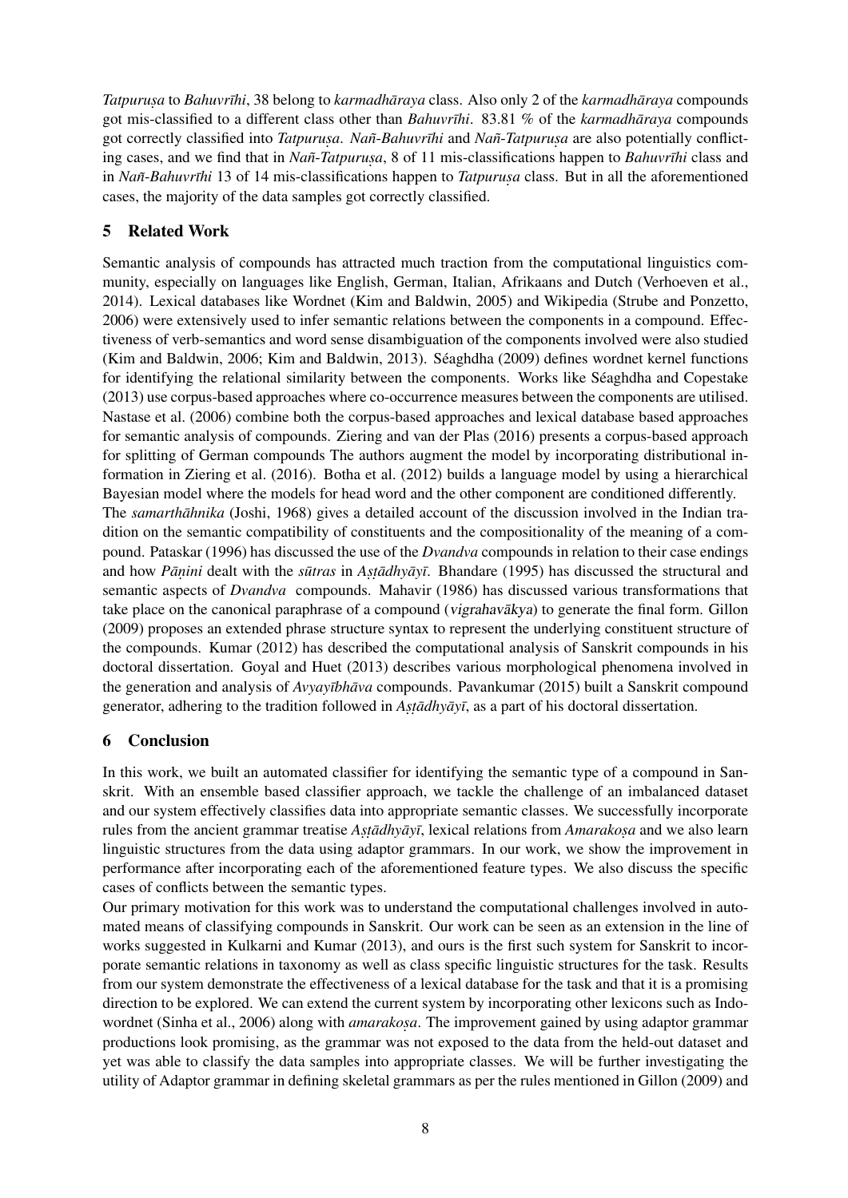*Tatpuruṣa* to *Bahuvrīhi*, 38 belong to *karmadhāraya* class. Also only 2 of the *karmadhāraya* compounds got mis-classified to a different class other than *Bahuvrīhi*. 83.81 % of the *karmadhāraya* compounds got correctly classified into *Tatpuruṣa*. *Nañ-Bahuvrīhi* and *Nañ-Tatpuruṣa* are also potentially conflicting cases, and we find that in *Nañ-Tatpuruṣa*, 8 of 11 mis-classifications happen to *Bahuvrīhi* class and in *Nañ-Bahuvrīhi* 13 of 14 mis-classifications happen to *Tatpuruṣa* class. But in all the aforementioned cases, the majority of the data samples got correctly classified.

## 5 Related Work

Semantic analysis of compounds has attracted much traction from the computational linguistics community, especially on languages like English, German, Italian, Afrikaans and Dutch (Verhoeven et al., 2014). Lexical databases like Wordnet (Kim and Baldwin, 2005) and Wikipedia (Strube and Ponzetto, 2006) were extensively used to infer semantic relations between the components in a compound. Effectiveness of verb-semantics and word sense disambiguation of the components involved were also studied (Kim and Baldwin, 2006; Kim and Baldwin, 2013). Séaghdha (2009) defines wordnet kernel functions for identifying the relational similarity between the components. Works like Séaghdha and Copestake (2013) use corpus-based approaches where co-occurrence measures between the components are utilised. Nastase et al. (2006) combine both the corpus-based approaches and lexical database based approaches for semantic analysis of compounds. Ziering and van der Plas (2016) presents a corpus-based approach for splitting of German compounds The authors augment the model by incorporating distributional information in Ziering et al. (2016). Botha et al. (2012) builds a language model by using a hierarchical Bayesian model where the models for head word and the other component are conditioned differently.
The *samarthāhnika* (Joshi, 1968) gives a detailed account of the discussion involved in the Indian tradition on the semantic compatibility of constituents and the compositionality of the meaning of a compound. Pataskar (1996) has discussed the use of the *Dvandva* compounds in relation to their case endings and how *Pāṇini* dealt with the *sūtras* in *Aṣṭādhyāyī*. Bhandare (1995) has discussed the structural and semantic aspects of *Dvandva* compounds. Mahavir (1986) has discussed various transformations that take place on the canonical paraphrase of a compound (*vigrahavākya*) to generate the final form. Gillon (2009) proposes an extended phrase structure syntax to represent the underlying constituent structure of the compounds. Kumar (2012) has described the computational analysis of Sanskrit compounds in his doctoral dissertation. Goyal and Huet (2013) describes various morphological phenomena involved in the generation and analysis of *Avyayībhāva* compounds. Pavankumar (2015) built a Sanskrit compound generator, adhering to the tradition followed in *Aṣṭādhyāyī*, as a part of his doctoral dissertation.

## 6 Conclusion

In this work, we built an automated classifier for identifying the semantic type of a compound in Sanskrit. With an ensemble based classifier approach, we tackle the challenge of an imbalanced dataset and our system effectively classifies data into appropriate semantic classes. We successfully incorporate rules from the ancient grammar treatise *Aṣṭādhyāyī*, lexical relations from *Amarakoṣa* and we also learn linguistic structures from the data using adaptor grammars. In our work, we show the improvement in performance after incorporating each of the aforementioned feature types. We also discuss the specific cases of conflicts between the semantic types.
Our primary motivation for this work was to understand the computational challenges involved in automated means of classifying compounds in Sanskrit. Our work can be seen as an extension in the line of works suggested in Kulkarni and Kumar (2013), and ours is the first such system for Sanskrit to incorporate semantic relations in taxonomy as well as class specific linguistic structures for the task. Results from our system demonstrate the effectiveness of a lexical database for the task and that it is a promising direction to be explored. We can extend the current system by incorporating other lexicons such as Indowordnet (Sinha et al., 2006) along with *amarakoṣa*. The improvement gained by using adaptor grammar productions look promising, as the grammar was not exposed to the data from the held-out dataset and yet was able to classify the data samples into appropriate classes. We will be further investigating the utility of Adaptor grammar in defining skeletal grammars as per the rules mentioned in Gillon (2009) and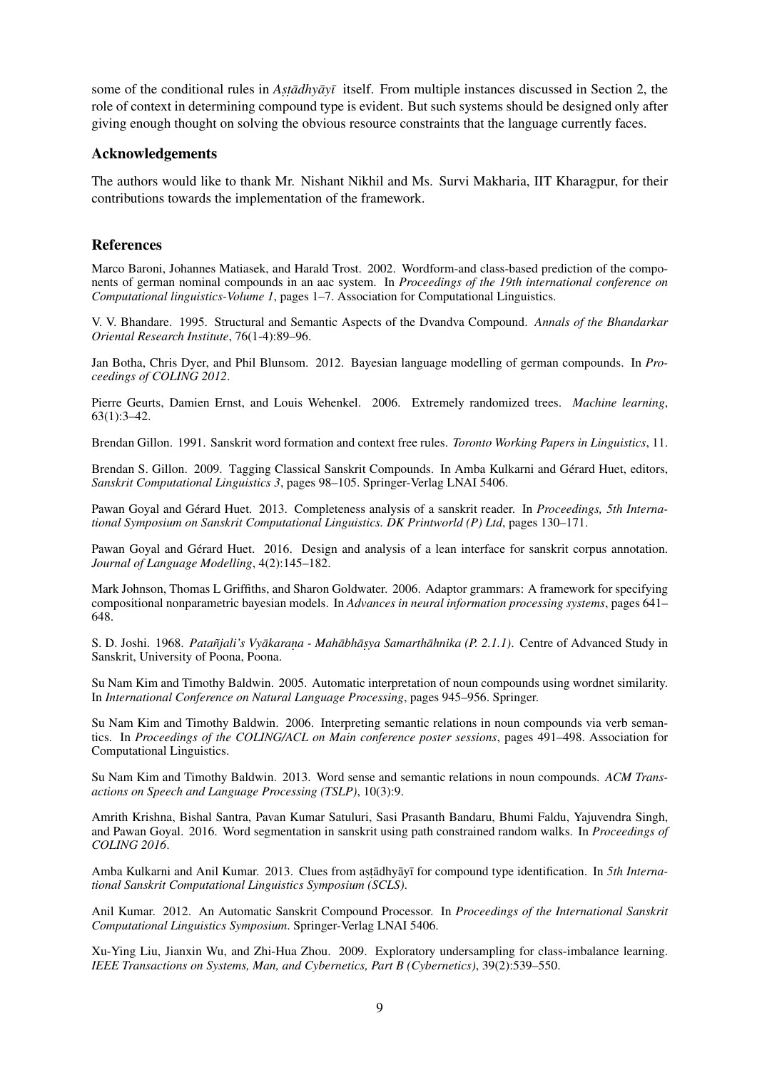some of the conditional rules in *Aṣṭādhyāyī* itself. From multiple instances discussed in Section 2, the role of context in determining compound type is evident. But such systems should be designed only after giving enough thought on solving the obvious resource constraints that the language currently faces.

## Acknowledgements

The authors would like to thank Mr. Nishant Nikhil and Ms. Survi Makharia, IIT Kharagpur, for their contributions towards the implementation of the framework.

## References

Marco Baroni, Johannes Matiasek, and Harald Trost. 2002. Wordform-and class-based prediction of the components of german nominal compounds in an aac system. In *Proceedings of the 19th international conference on Computational linguistics-Volume 1*, pages 1–7. Association for Computational Linguistics.

V. V. Bhandare. 1995. Structural and Semantic Aspects of the Dvandva Compound. *Annals of the Bhandarkar Oriental Research Institute*, 76(1-4):89–96.

Jan Botha, Chris Dyer, and Phil Blunsom. 2012. Bayesian language modelling of german compounds. In *Proceedings of COLING 2012*.

Pierre Geurts, Damien Ernst, and Louis Wehenkel. 2006. Extremely randomized trees. *Machine learning*, 63(1):3–42.

Brendan Gillon. 1991. Sanskrit word formation and context free rules. *Toronto Working Papers in Linguistics*, 11.

Brendan S. Gillon. 2009. Tagging Classical Sanskrit Compounds. In Amba Kulkarni and Gérard Huet, editors, *Sanskrit Computational Linguistics 3*, pages 98–105. Springer-Verlag LNAI 5406.

Pawan Goyal and Gérard Huet. 2013. Completeness analysis of a sanskrit reader. In *Proceedings, 5th International Symposium on Sanskrit Computational Linguistics. DK Printworld (P) Ltd*, pages 130–171.

Pawan Goyal and Gérard Huet. 2016. Design and analysis of a lean interface for sanskrit corpus annotation. *Journal of Language Modelling*, 4(2):145–182.

Mark Johnson, Thomas L Griffiths, and Sharon Goldwater. 2006. Adaptor grammars: A framework for specifying compositional nonparametric bayesian models. In *Advances in neural information processing systems*, pages 641–648.

S. D. Joshi. 1968. *Patañjali's Vyākaraṇa - Mahābhāṣya Samarthāhnika (P. 2.1.1)*. Centre of Advanced Study in Sanskrit, University of Poona, Poona.

Su Nam Kim and Timothy Baldwin. 2005. Automatic interpretation of noun compounds using wordnet similarity. In *International Conference on Natural Language Processing*, pages 945–956. Springer.

Su Nam Kim and Timothy Baldwin. 2006. Interpreting semantic relations in noun compounds via verb semantics. In *Proceedings of the COLING/ACL on Main conference poster sessions*, pages 491–498. Association for Computational Linguistics.

Su Nam Kim and Timothy Baldwin. 2013. Word sense and semantic relations in noun compounds. *ACM Transactions on Speech and Language Processing (TSLP)*, 10(3):9.

Amrith Krishna, Bishal Santra, Pavan Kumar Satuluri, Sasi Prasanth Bandaru, Bhumi Faldu, Yajuvendra Singh, and Pawan Goyal. 2016. Word segmentation in sanskrit using path constrained random walks. In *Proceedings of COLING 2016*.

Amba Kulkarni and Anil Kumar. 2013. Clues from aṣṭādhyāyī for compound type identification. In *5th International Sanskrit Computational Linguistics Symposium (SCLS)*.

Anil Kumar. 2012. An Automatic Sanskrit Compound Processor. In *Proceedings of the International Sanskrit Computational Linguistics Symposium*. Springer-Verlag LNAI 5406.

Xu-Ying Liu, Jianxin Wu, and Zhi-Hua Zhou. 2009. Exploratory undersampling for class-imbalance learning. *IEEE Transactions on Systems, Man, and Cybernetics, Part B (Cybernetics)*, 39(2):539–550.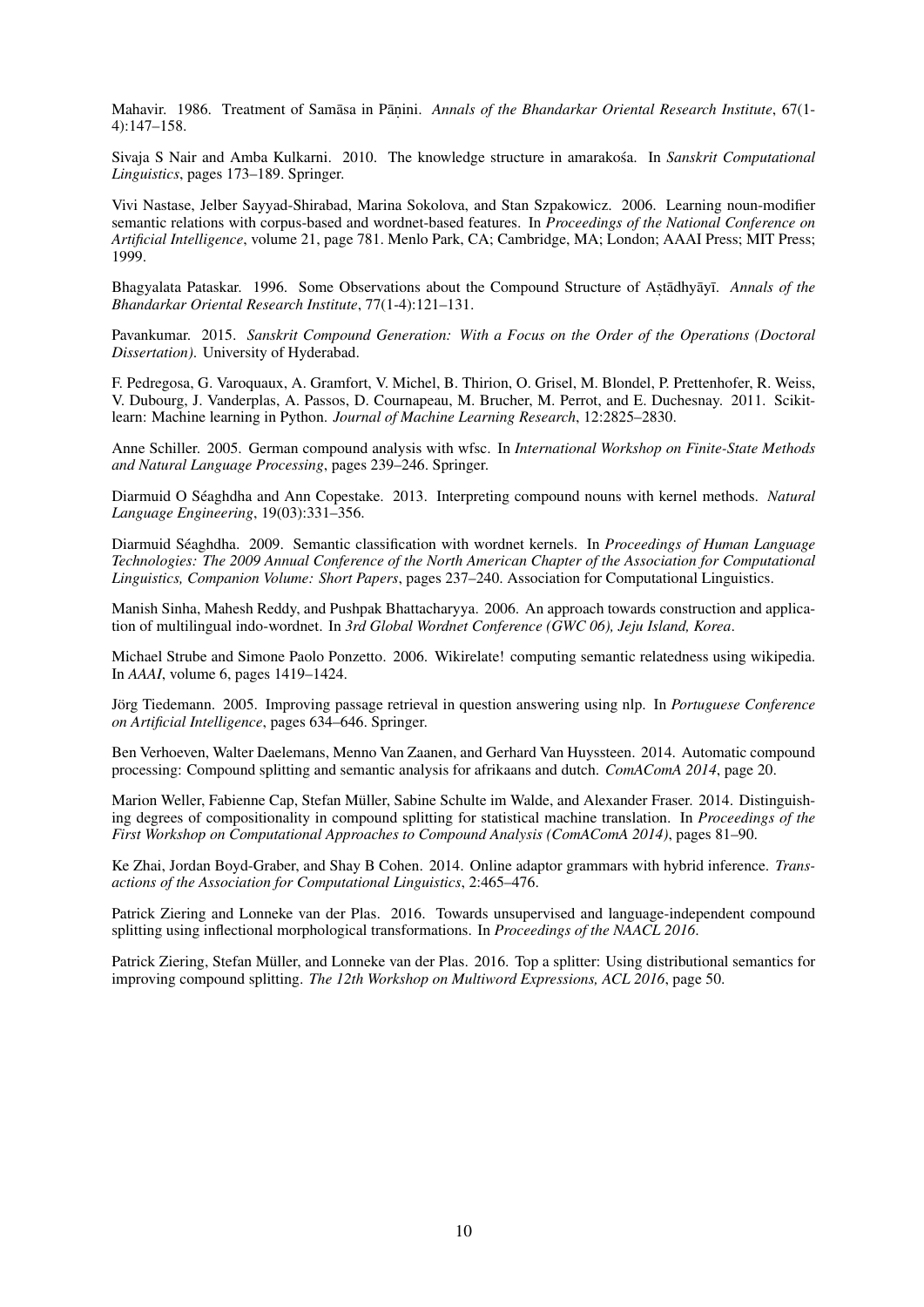Mahavir. 1986. Treatment of Samāsa in Pāṇini. *Annals of the Bhandarkar Oriental Research Institute*, 67(1-4):147–158.

Sivaja S Nair and Amba Kulkarni. 2010. The knowledge structure in amarakośa. In *Sanskrit Computational Linguistics*, pages 173–189. Springer.

Vivi Nastase, Jelber Sayyad-Shirabad, Marina Sokolova, and Stan Szpakowicz. 2006. Learning noun-modifier semantic relations with corpus-based and wordnet-based features. In *Proceedings of the National Conference on Artificial Intelligence*, volume 21, page 781. Menlo Park, CA; Cambridge, MA; London; AAAI Press; MIT Press; 1999.

Bhagyalata Pataskar. 1996. Some Observations about the Compound Structure of Aṣṭādhyāyī. *Annals of the Bhandarkar Oriental Research Institute*, 77(1-4):121–131.

Pavankumar. 2015. *Sanskrit Compound Generation: With a Focus on the Order of the Operations (Doctoral Dissertation)*. University of Hyderabad.

F. Pedregosa, G. Varoquaux, A. Gramfort, V. Michel, B. Thirion, O. Grisel, M. Blondel, P. Prettenhofer, R. Weiss, V. Dubourg, J. Vanderplas, A. Passos, D. Cournapeau, M. Brucher, M. Perrot, and E. Duchesnay. 2011. Scikit-learn: Machine learning in Python. *Journal of Machine Learning Research*, 12:2825–2830.

Anne Schiller. 2005. German compound analysis with wfsc. In *International Workshop on Finite-State Methods and Natural Language Processing*, pages 239–246. Springer.

Diarmuid O Séaghdha and Ann Copestake. 2013. Interpreting compound nouns with kernel methods. *Natural Language Engineering*, 19(03):331–356.

Diarmuid Séaghdha. 2009. Semantic classification with wordnet kernels. In *Proceedings of Human Language Technologies: The 2009 Annual Conference of the North American Chapter of the Association for Computational Linguistics, Companion Volume: Short Papers*, pages 237–240. Association for Computational Linguistics.

Manish Sinha, Mahesh Reddy, and Pushpak Bhattacharyya. 2006. An approach towards construction and application of multilingual indo-wordnet. In *3rd Global Wordnet Conference (GWC 06), Jeju Island, Korea*.

Michael Strube and Simone Paolo Ponzetto. 2006. Wikirelate! computing semantic relatedness using wikipedia. In *AAAI*, volume 6, pages 1419–1424.

Jörg Tiedemann. 2005. Improving passage retrieval in question answering using nlp. In *Portuguese Conference on Artificial Intelligence*, pages 634–646. Springer.

Ben Verhoeven, Walter Daelemans, Menno Van Zaanen, and Gerhard Van Huyssteen. 2014. Automatic compound processing: Compound splitting and semantic analysis for afrikaans and dutch. *ComAComA 2014*, page 20.

Marion Weller, Fabienne Cap, Stefan Müller, Sabine Schulte im Walde, and Alexander Fraser. 2014. Distinguishing degrees of compositionality in compound splitting for statistical machine translation. In *Proceedings of the First Workshop on Computational Approaches to Compound Analysis (ComAComA 2014)*, pages 81–90.

Ke Zhai, Jordan Boyd-Graber, and Shay B Cohen. 2014. Online adaptor grammars with hybrid inference. *Transactions of the Association for Computational Linguistics*, 2:465–476.

Patrick Ziering and Lonneke van der Plas. 2016. Towards unsupervised and language-independent compound splitting using inflectional morphological transformations. In *Proceedings of the NAACL 2016*.

Patrick Ziering, Stefan Müller, and Lonneke van der Plas. 2016. Top a splitter: Using distributional semantics for improving compound splitting. *The 12th Workshop on Multiword Expressions, ACL 2016*, page 50.